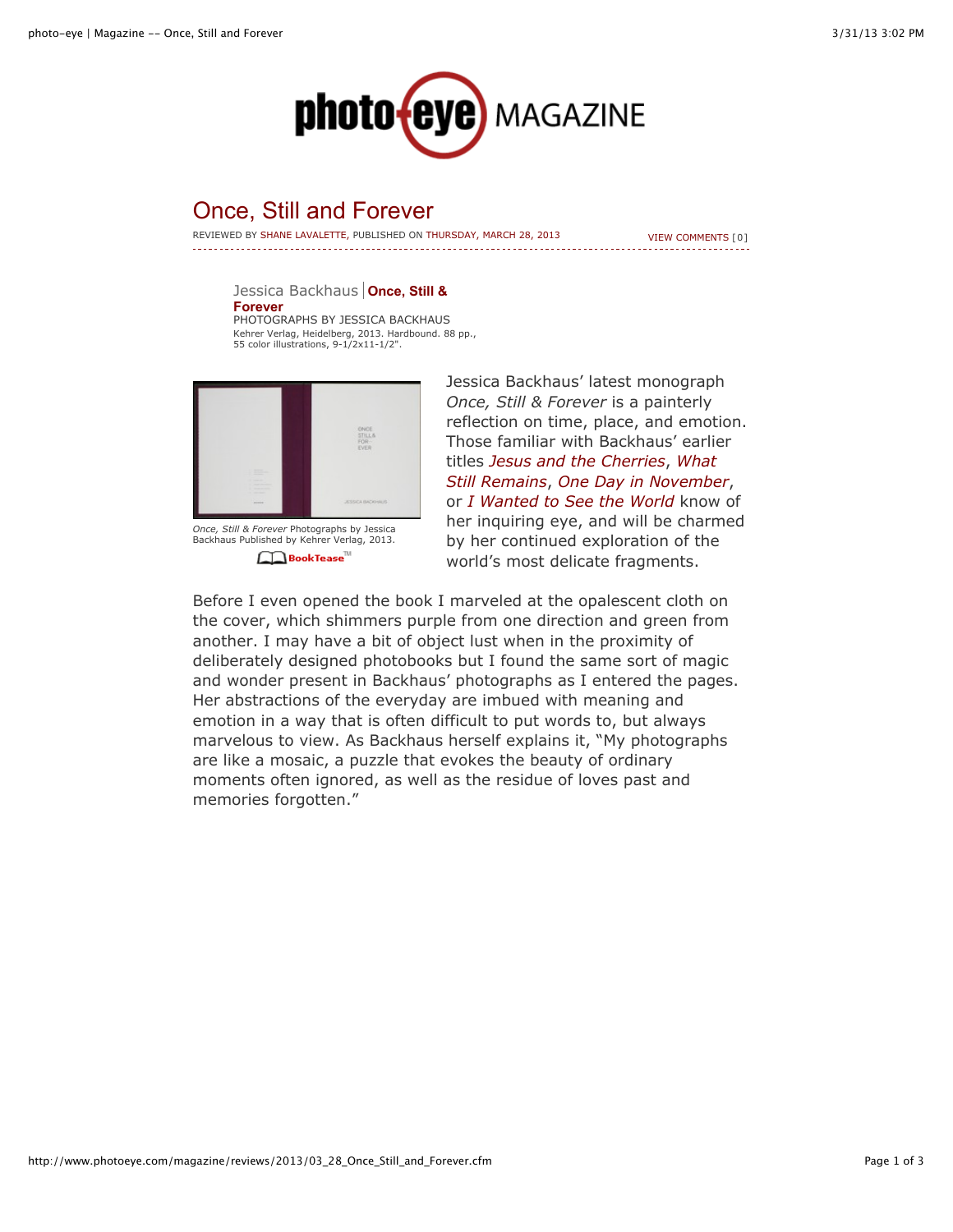# Once, Still and Forever

REVIEWED BY SHANE LAVALETTE, PUBLISHED ON THURSDAY, MARCH 28, 2013

VIEW COMMENTS [0]

Jessica Backhaus | **Once, Still & Forever**

PHOTOGRAPHS BY JESSICA BACKHAUS

Kehrer Verlag, Heidelberg, 2013. Hardbound. 88 pp., 55 color illustrations, 9-1/2x11-1/2".

*Once, Still & Forever* Photographs by Jessica Backhaus Published by Kehrer Verlag, 2013.

BookTease™

Jessica Backhaus' latest monograph *Once, Still & Forever* is a painterly reflection on time, place, and emotion. Those familiar with Backhaus' earlier titles *Jesus and the Cherries*, *What Still Remains*, *One Day in November*, or *I Wanted to See the World* know of her inquiring eye, and will be charmed by her continued exploration of the world's most delicate fragments.

Before I even opened the book I marveled at the opalescent cloth on the cover, which shimmers purple from one direction and green from another. I may have a bit of object lust when in the proximity of deliberately designed photobooks but I found the same sort of magic and wonder present in Backhaus' photographs as I entered the pages. Her abstractions of the everyday are imbued with meaning and emotion in a way that is often difficult to put words to, but always marvelous to view. As Backhaus herself explains it, "My photographs are like a mosaic, a puzzle that evokes the beauty of ordinary moments often ignored, as well as the residue of loves past and memories forgotten."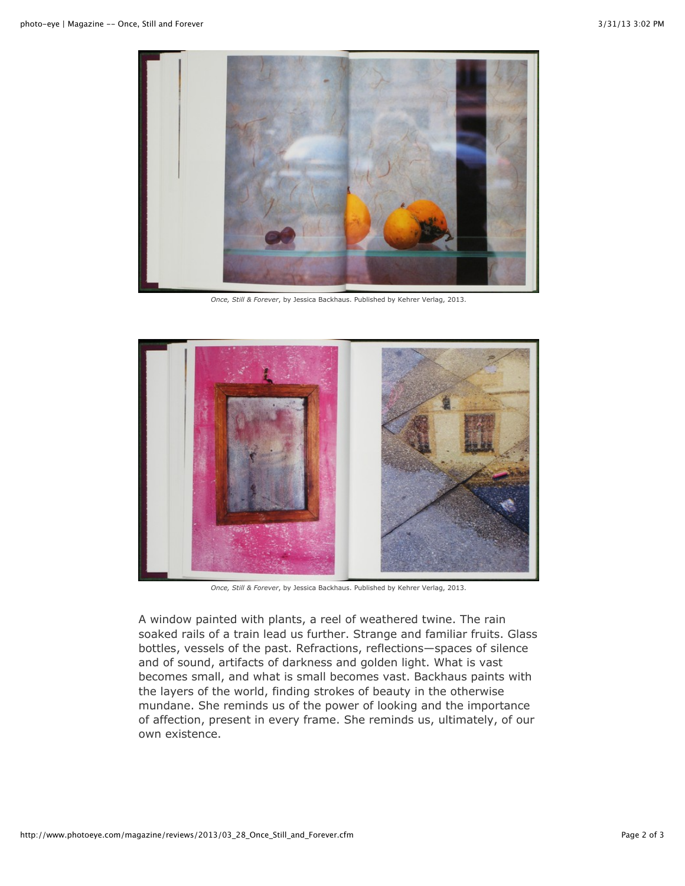*Once, Still & Forever*, by Jessica Backhaus. Published by Kehrer Verlag, 2013.

*Once, Still & Forever*, by Jessica Backhaus. Published by Kehrer Verlag, 2013.

A window painted with plants, a reel of weathered twine. The rain soaked rails of a train lead us further. Strange and familiar fruits. Glass bottles, vessels of the past. Refractions, reflections—spaces of silence and of sound, artifacts of darkness and golden light. What is vast becomes small, and what is small becomes vast. Backhaus paints with the layers of the world, finding strokes of beauty in the otherwise mundane. She reminds us of the power of looking and the importance of affection, present in every frame. She reminds us, ultimately, of our own existence.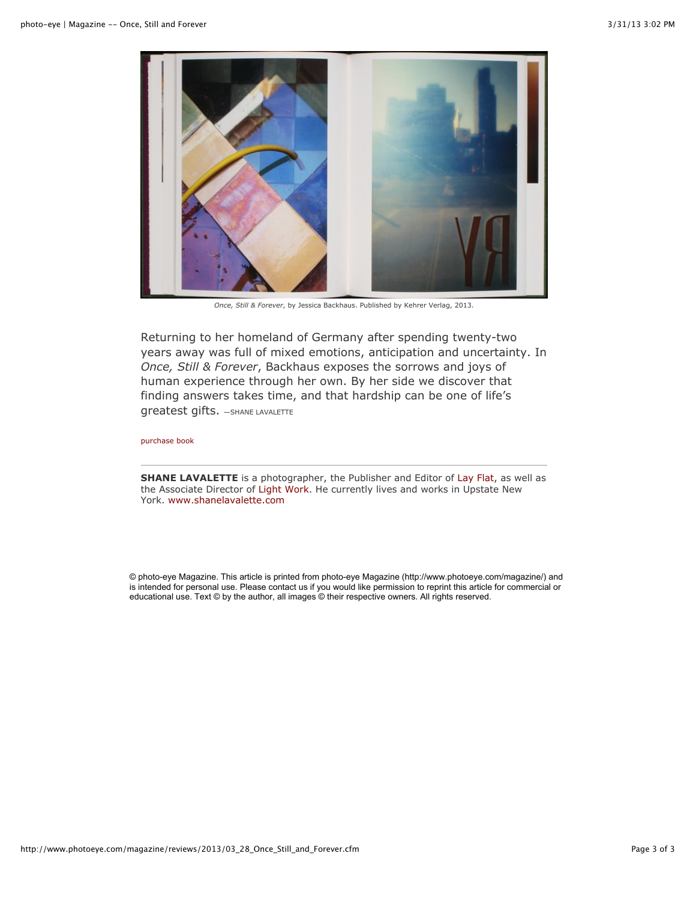*Once, Still & Forever*, by Jessica Backhaus. Published by Kehrer Verlag, 2013.

Returning to her homeland of Germany after spending twenty-two years away was full of mixed emotions, anticipation and uncertainty. In *Once, Still & Forever*, Backhaus exposes the sorrows and joys of human experience through her own. By her side we discover that finding answers takes time, and that hardship can be one of life's greatest gifts. —SHANE LAVALETTE

purchase book

---

**SHANE LAVALETTE** is a photographer, the Publisher and Editor of Lay Flat, as well as the Associate Director of Light Work. He currently lives and works in Upstate New York. www.shanelavalette.com

© photo-eye Magazine. This article is printed from photo-eye Magazine (http://www.photoeye.com/magazine/) and is intended for personal use. Please contact us if you would like permission to reprint this article for commercial or educational use. Text © by the author, all images © their respective owners. All rights reserved.